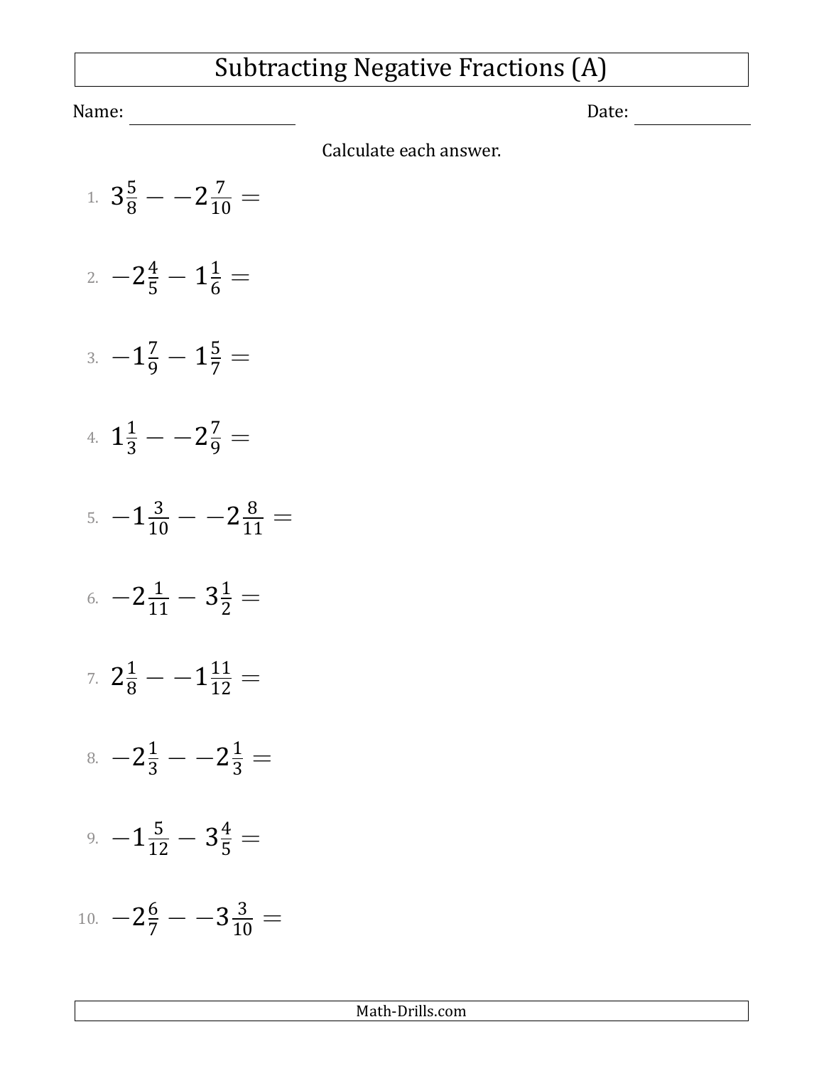# Subtracting Negative Fractions (A)

Name: ________________ Date: ____________

Calculate each answer.

1. $3\frac{5}{8} - -2\frac{7}{10} =$

2. $-2\frac{4}{5} - 1\frac{1}{6} =$

3. $-1\frac{7}{9} - 1\frac{5}{7} =$

4. $1\frac{1}{3} - -2\frac{7}{9} =$

5. $-1\frac{3}{10} - -2\frac{8}{11} =$

6. $-2\frac{1}{11} - 3\frac{1}{2} =$

7. $2\frac{1}{8} - -1\frac{11}{12} =$

8. $-2\frac{1}{3} - -2\frac{1}{3} =$

9. $-1\frac{5}{12} - 3\frac{4}{5} =$

10. $-2\frac{6}{7} - -3\frac{3}{10} =$

Math-Drills.com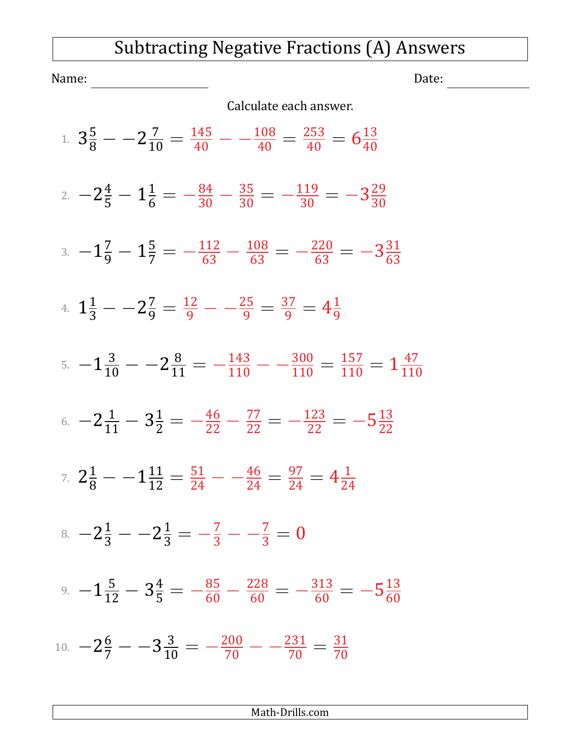# Subtracting Negative Fractions (A) Answers

Name: ____________________ Date: ____________

Calculate each answer.

1. $3\frac{5}{8} - -2\frac{7}{10} = \frac{145}{40} - -\frac{108}{40} = \frac{253}{40} = 6\frac{13}{40}$

2. $-2\frac{4}{5} - 1\frac{1}{6} = -\frac{84}{30} - \frac{35}{30} = -\frac{119}{30} = -3\frac{29}{30}$

3. $-1\frac{7}{9} - 1\frac{5}{7} = -\frac{112}{63} - \frac{108}{63} = -\frac{220}{63} = -3\frac{31}{63}$

4. $1\frac{1}{3} - -2\frac{7}{9} = \frac{12}{9} - -\frac{25}{9} = \frac{37}{9} = 4\frac{1}{9}$

5. $-1\frac{3}{10} - -2\frac{8}{11} = -\frac{143}{110} - -\frac{300}{110} = \frac{157}{110} = 1\frac{47}{110}$

6. $-2\frac{1}{11} - 3\frac{1}{2} = -\frac{46}{22} - \frac{77}{22} = -\frac{123}{22} = -5\frac{13}{22}$

7. $2\frac{1}{8} - -1\frac{11}{12} = \frac{51}{24} - -\frac{46}{24} = \frac{97}{24} = 4\frac{1}{24}$

8. $-2\frac{1}{3} - -2\frac{1}{3} = -\frac{7}{3} - -\frac{7}{3} = 0$

9. $-1\frac{5}{12} - 3\frac{4}{5} = -\frac{85}{60} - \frac{228}{60} = -\frac{313}{60} = -5\frac{13}{60}$

10. $-2\frac{6}{7} - -3\frac{3}{10} = -\frac{200}{70} - -\frac{231}{70} = \frac{31}{70}$

Math-Drills.com